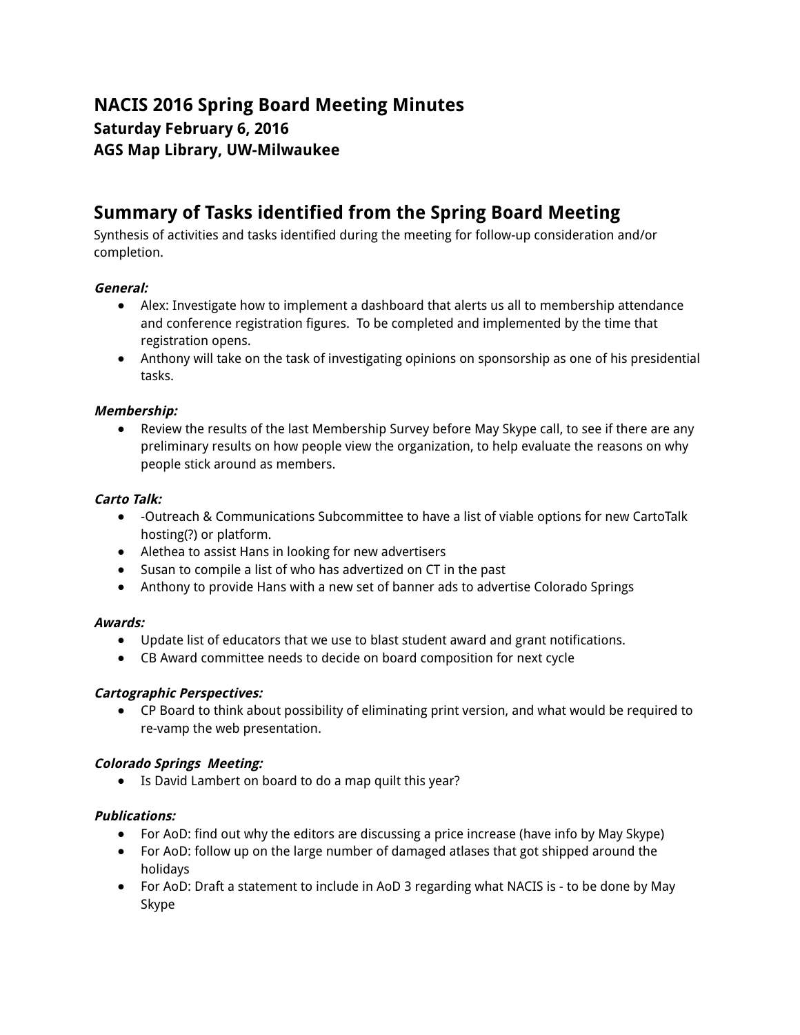# NACIS 2016 Spring Board Meeting Minutes

### Saturday February 6, 2016

### AGS Map Library, UW-Milwaukee

## Summary of Tasks identified from the Spring Board Meeting

Synthesis of activities and tasks identified during the meeting for follow-up consideration and/or completion.

***General:***

- Alex: Investigate how to implement a dashboard that alerts us all to membership attendance and conference registration figures. To be completed and implemented by the time that registration opens.
- Anthony will take on the task of investigating opinions on sponsorship as one of his presidential tasks.

***Membership:***

- Review the results of the last Membership Survey before May Skype call, to see if there are any preliminary results on how people view the organization, to help evaluate the reasons on why people stick around as members.

***Carto Talk:***

- -Outreach & Communications Subcommittee to have a list of viable options for new CartoTalk hosting(?) or platform.
- Alethea to assist Hans in looking for new advertisers
- Susan to compile a list of who has advertized on CT in the past
- Anthony to provide Hans with a new set of banner ads to advertise Colorado Springs

***Awards:***

- Update list of educators that we use to blast student award and grant notifications.
- CB Award committee needs to decide on board composition for next cycle

***Cartographic Perspectives:***

- CP Board to think about possibility of eliminating print version, and what would be required to re-vamp the web presentation.

***Colorado Springs Meeting:***

- Is David Lambert on board to do a map quilt this year?

***Publications:***

- For AoD: find out why the editors are discussing a price increase (have info by May Skype)
- For AoD: follow up on the large number of damaged atlases that got shipped around the holidays
- For AoD: Draft a statement to include in AoD 3 regarding what NACIS is - to be done by May Skype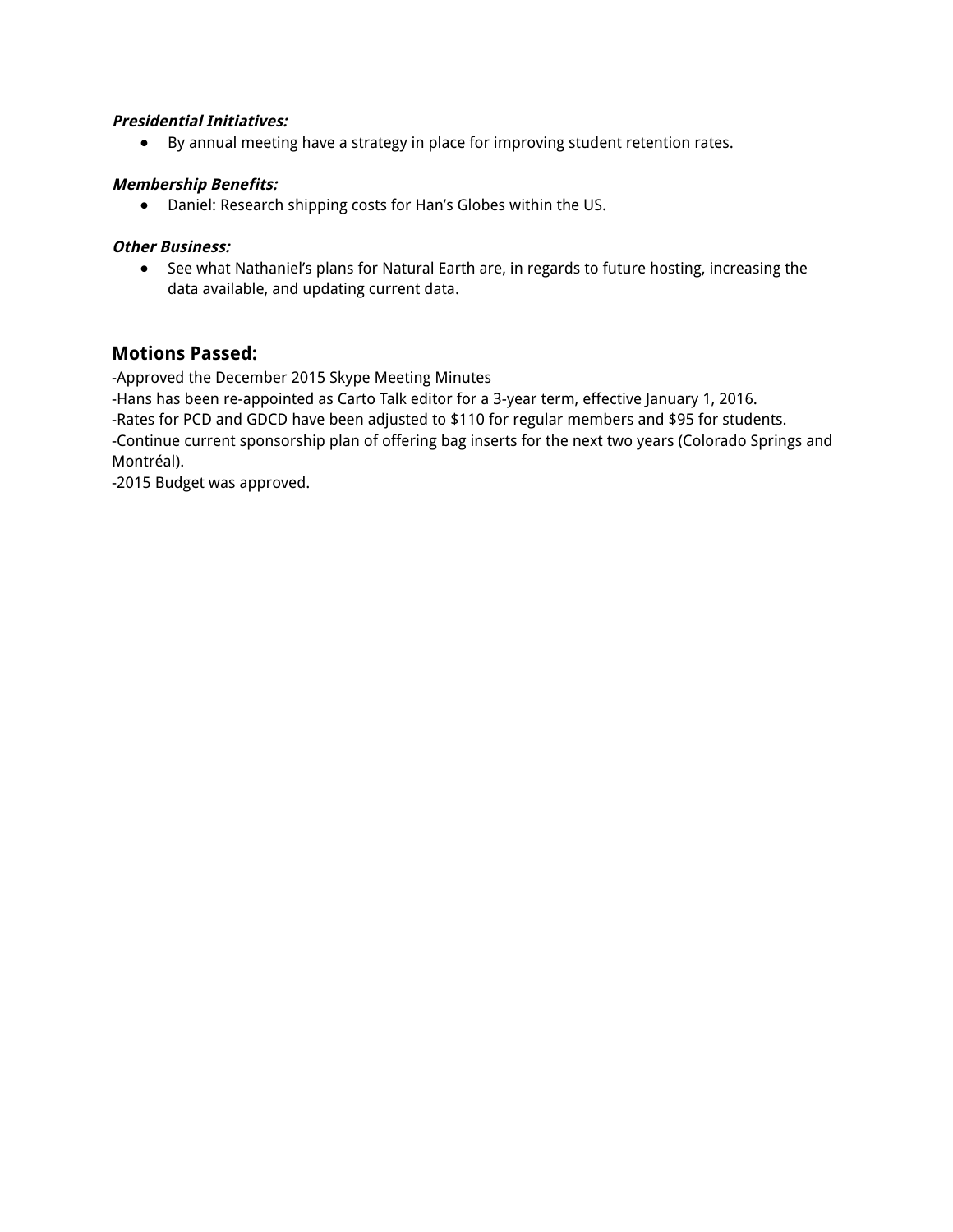***Presidential Initiatives:***

- By annual meeting have a strategy in place for improving student retention rates.

***Membership Benefits:***

- Daniel: Research shipping costs for Han's Globes within the US.

***Other Business:***

- See what Nathaniel's plans for Natural Earth are, in regards to future hosting, increasing the data available, and updating current data.

## Motions Passed:

-Approved the December 2015 Skype Meeting Minutes
-Hans has been re-appointed as Carto Talk editor for a 3-year term, effective January 1, 2016.
-Rates for PCD and GDCD have been adjusted to $110 for regular members and $95 for students.
-Continue current sponsorship plan of offering bag inserts for the next two years (Colorado Springs and Montréal).
-2015 Budget was approved.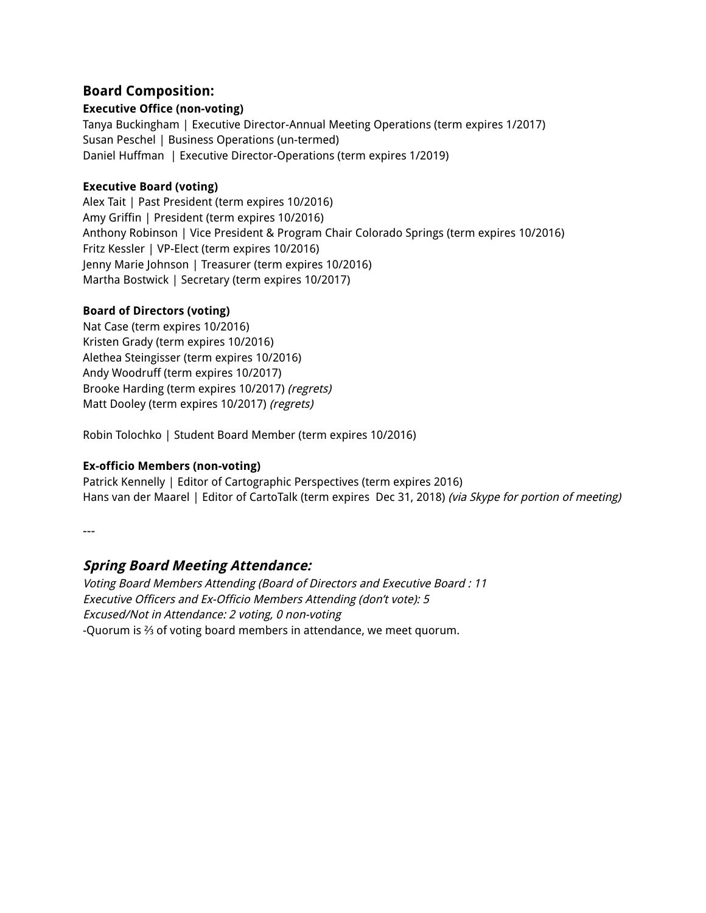## Board Composition:

**Executive Office (non-voting)**
Tanya Buckingham | Executive Director-Annual Meeting Operations (term expires 1/2017)
Susan Peschel | Business Operations (un-termed)
Daniel Huffman | Executive Director-Operations (term expires 1/2019)

**Executive Board (voting)**
Alex Tait | Past President (term expires 10/2016)
Amy Griffin | President (term expires 10/2016)
Anthony Robinson | Vice President & Program Chair Colorado Springs (term expires 10/2016)
Fritz Kessler | VP-Elect (term expires 10/2016)
Jenny Marie Johnson | Treasurer (term expires 10/2016)
Martha Bostwick | Secretary (term expires 10/2017)

**Board of Directors (voting)**
Nat Case (term expires 10/2016)
Kristen Grady (term expires 10/2016)
Alethea Steingisser (term expires 10/2016)
Andy Woodruff (term expires 10/2017)
Brooke Harding (term expires 10/2017) *(regrets)*
Matt Dooley (term expires 10/2017) *(regrets)*

Robin Tolochko | Student Board Member (term expires 10/2016)

**Ex-officio Members (non-voting)**
Patrick Kennelly | Editor of Cartographic Perspectives (term expires 2016)
Hans van der Maarel | Editor of CartoTalk (term expires Dec 31, 2018) *(via Skype for portion of meeting)*

---

## *Spring Board Meeting Attendance:*

*Voting Board Members Attending (Board of Directors and Executive Board : 11*
*Executive Officers and Ex-Officio Members Attending (don't vote): 5*
*Excused/Not in Attendance: 2 voting, 0 non-voting*
-Quorum is ⅔ of voting board members in attendance, we meet quorum.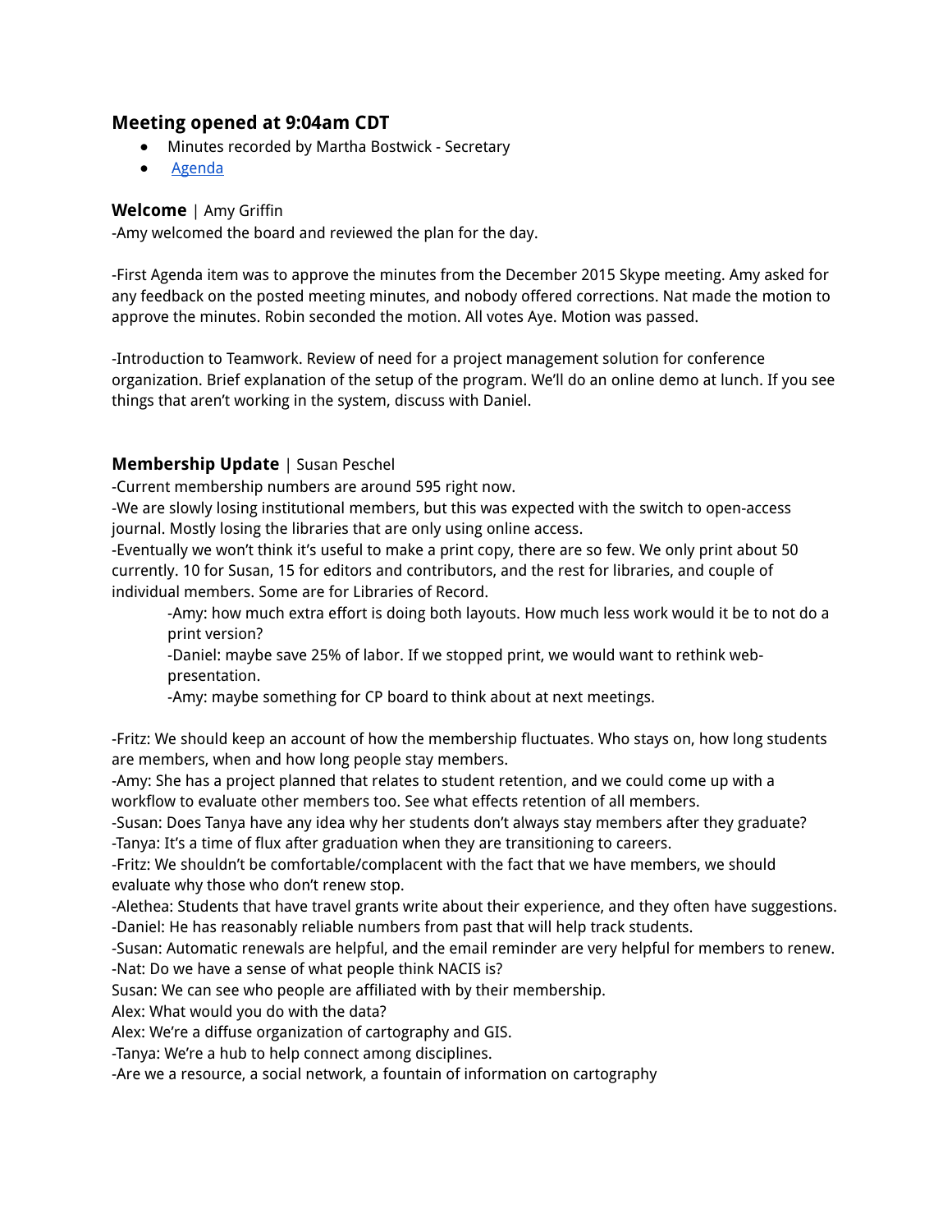### Meeting opened at 9:04am CDT

- Minutes recorded by Martha Bostwick - Secretary
- [Agenda]

**Welcome** | Amy Griffin

-Amy welcomed the board and reviewed the plan for the day.

-First Agenda item was to approve the minutes from the December 2015 Skype meeting. Amy asked for any feedback on the posted meeting minutes, and nobody offered corrections. Nat made the motion to approve the minutes. Robin seconded the motion. All votes Aye. Motion was passed.

-Introduction to Teamwork. Review of need for a project management solution for conference organization. Brief explanation of the setup of the program. We'll do an online demo at lunch. If you see things that aren't working in the system, discuss with Daniel.

**Membership Update** | Susan Peschel

-Current membership numbers are around 595 right now.
-We are slowly losing institutional members, but this was expected with the switch to open-access journal. Mostly losing the libraries that are only using online access.
-Eventually we won't think it's useful to make a print copy, there are so few. We only print about 50 currently. 10 for Susan, 15 for editors and contributors, and the rest for libraries, and couple of individual members. Some are for Libraries of Record.

> -Amy: how much extra effort is doing both layouts. How much less work would it be to not do a print version?
> -Daniel: maybe save 25% of labor. If we stopped print, we would want to rethink web-presentation.
> -Amy: maybe something for CP board to think about at next meetings.

-Fritz: We should keep an account of how the membership fluctuates. Who stays on, how long students are members, when and how long people stay members.
-Amy: She has a project planned that relates to student retention, and we could come up with a workflow to evaluate other members too. See what effects retention of all members.
-Susan: Does Tanya have any idea why her students don't always stay members after they graduate?
-Tanya: It's a time of flux after graduation when they are transitioning to careers.
-Fritz: We shouldn't be comfortable/complacent with the fact that we have members, we should evaluate why those who don't renew stop.
-Alethea: Students that have travel grants write about their experience, and they often have suggestions.
-Daniel: He has reasonably reliable numbers from past that will help track students.
-Susan: Automatic renewals are helpful, and the email reminder are very helpful for members to renew.
-Nat: Do we have a sense of what people think NACIS is?
Susan: We can see who people are affiliated with by their membership.
Alex: What would you do with the data?
Alex: We're a diffuse organization of cartography and GIS.
-Tanya: We're a hub to help connect among disciplines.
-Are we a resource, a social network, a fountain of information on cartography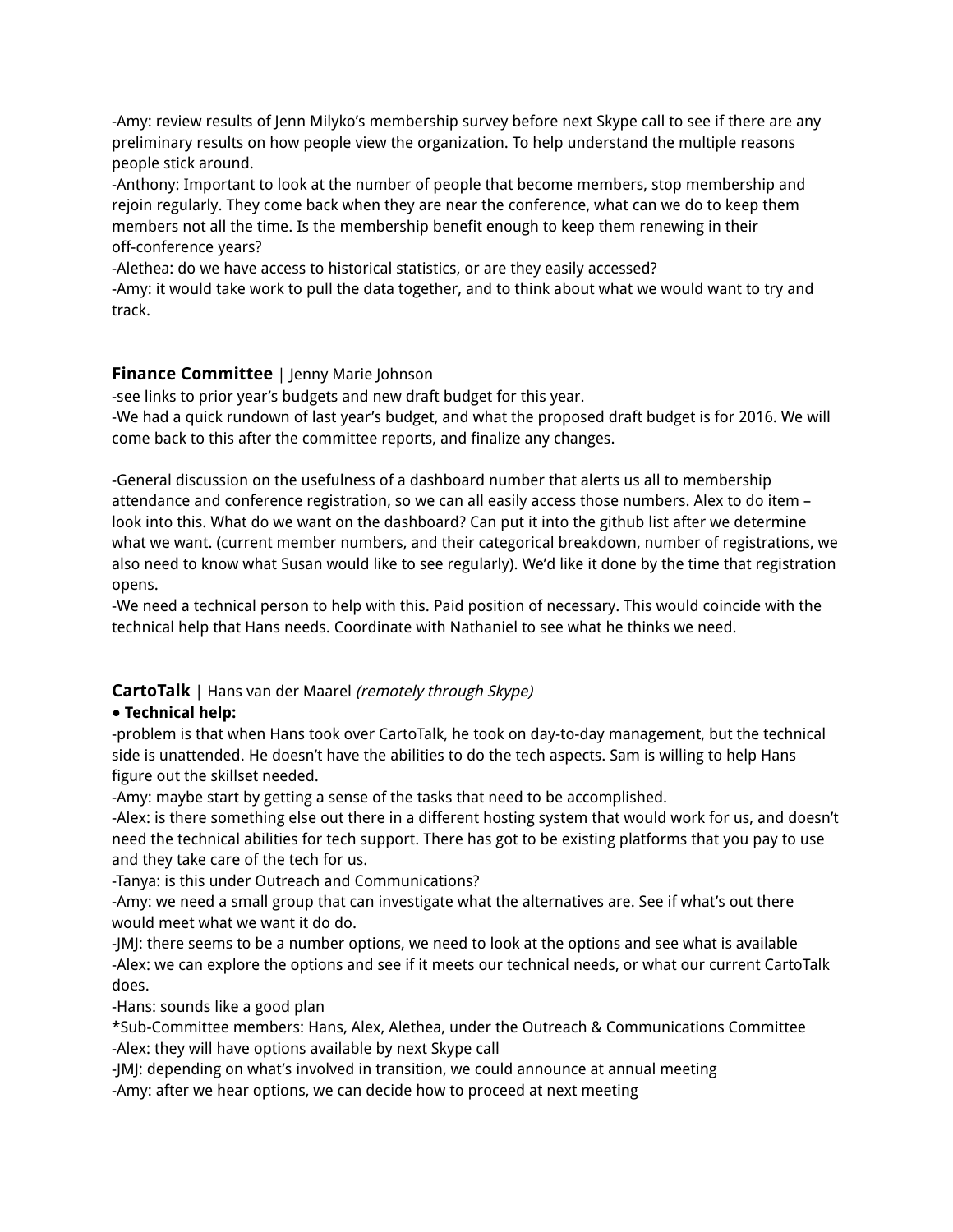-Amy: review results of Jenn Milyko's membership survey before next Skype call to see if there are any preliminary results on how people view the organization. To help understand the multiple reasons people stick around.
-Anthony: Important to look at the number of people that become members, stop membership and rejoin regularly. They come back when they are near the conference, what can we do to keep them members not all the time. Is the membership benefit enough to keep them renewing in their off-conference years?
-Alethea: do we have access to historical statistics, or are they easily accessed?
-Amy: it would take work to pull the data together, and to think about what we would want to try and track.

**Finance Committee** | Jenny Marie Johnson
-see links to prior year's budgets and new draft budget for this year.
-We had a quick rundown of last year's budget, and what the proposed draft budget is for 2016. We will come back to this after the committee reports, and finalize any changes.

-General discussion on the usefulness of a dashboard number that alerts us all to membership attendance and conference registration, so we can all easily access those numbers. Alex to do item – look into this. What do we want on the dashboard? Can put it into the github list after we determine what we want. (current member numbers, and their categorical breakdown, number of registrations, we also need to know what Susan would like to see regularly). We'd like it done by the time that registration opens.
-We need a technical person to help with this. Paid position of necessary. This would coincide with the technical help that Hans needs. Coordinate with Nathaniel to see what he thinks we need.

**CartoTalk** | Hans van der Maarel *(remotely through Skype)*
**● Technical help:**
-problem is that when Hans took over CartoTalk, he took on day-to-day management, but the technical side is unattended. He doesn't have the abilities to do the tech aspects. Sam is willing to help Hans figure out the skillset needed.
-Amy: maybe start by getting a sense of the tasks that need to be accomplished.
-Alex: is there something else out there in a different hosting system that would work for us, and doesn't need the technical abilities for tech support. There has got to be existing platforms that you pay to use and they take care of the tech for us.
-Tanya: is this under Outreach and Communications?
-Amy: we need a small group that can investigate what the alternatives are. See if what's out there would meet what we want it do do.
-JMJ: there seems to be a number options, we need to look at the options and see what is available
-Alex: we can explore the options and see if it meets our technical needs, or what our current CartoTalk does.
-Hans: sounds like a good plan
*Sub-Committee members: Hans, Alex, Alethea, under the Outreach & Communications Committee
-Alex: they will have options available by next Skype call
-JMJ: depending on what's involved in transition, we could announce at annual meeting
-Amy: after we hear options, we can decide how to proceed at next meeting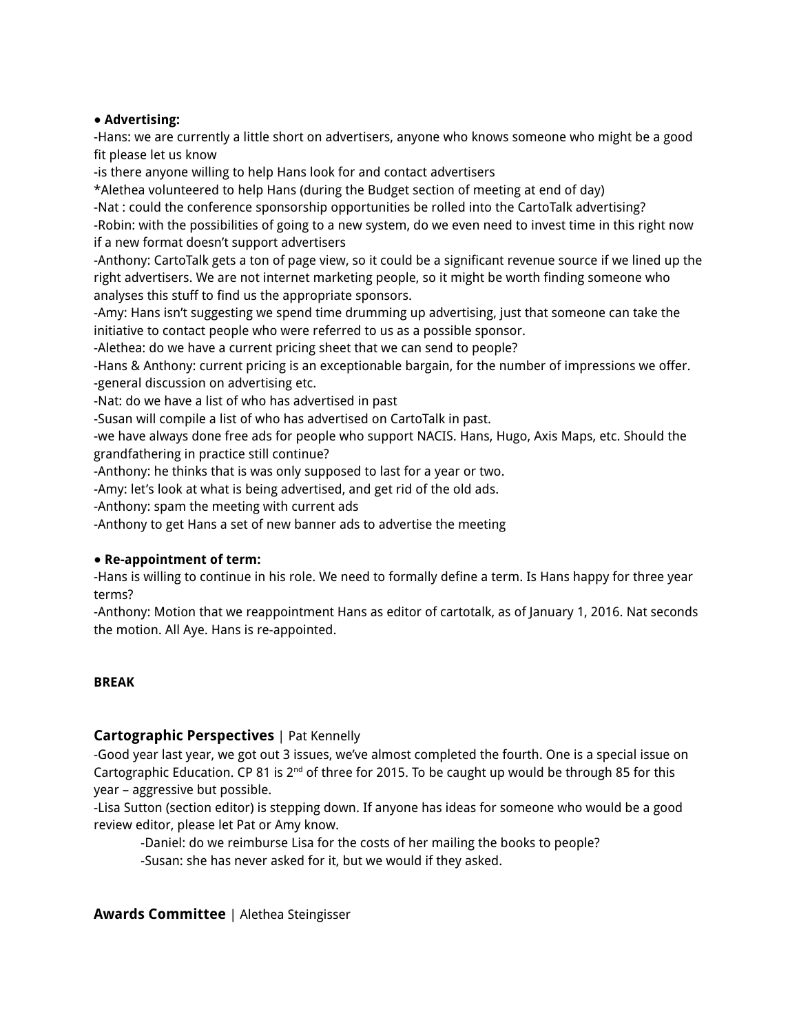**• Advertising:**

-Hans: we are currently a little short on advertisers, anyone who knows someone who might be a good fit please let us know

-is there anyone willing to help Hans look for and contact advertisers

*Alethea volunteered to help Hans (during the Budget section of meeting at end of day)

-Nat : could the conference sponsorship opportunities be rolled into the CartoTalk advertising?

-Robin: with the possibilities of going to a new system, do we even need to invest time in this right now if a new format doesn't support advertisers

-Anthony: CartoTalk gets a ton of page view, so it could be a significant revenue source if we lined up the right advertisers. We are not internet marketing people, so it might be worth finding someone who analyses this stuff to find us the appropriate sponsors.

-Amy: Hans isn't suggesting we spend time drumming up advertising, just that someone can take the initiative to contact people who were referred to us as a possible sponsor.

-Alethea: do we have a current pricing sheet that we can send to people?

-Hans & Anthony: current pricing is an exceptionable bargain, for the number of impressions we offer.

-general discussion on advertising etc.

-Nat: do we have a list of who has advertised in past

-Susan will compile a list of who has advertised on CartoTalk in past.

-we have always done free ads for people who support NACIS. Hans, Hugo, Axis Maps, etc. Should the grandfathering in practice still continue?

-Anthony: he thinks that is was only supposed to last for a year or two.

-Amy: let's look at what is being advertised, and get rid of the old ads.

-Anthony: spam the meeting with current ads

-Anthony to get Hans a set of new banner ads to advertise the meeting

**• Re-appointment of term:**

-Hans is willing to continue in his role. We need to formally define a term. Is Hans happy for three year terms?

-Anthony: Motion that we reappointment Hans as editor of cartotalk, as of January 1, 2016. Nat seconds the motion. All Aye. Hans is re-appointed.

**BREAK**

## Cartographic Perspectives | Pat Kennelly

-Good year last year, we got out 3 issues, we've almost completed the fourth. One is a special issue on Cartographic Education. CP 81 is 2nd of three for 2015. To be caught up would be through 85 for this year – aggressive but possible.

-Lisa Sutton (section editor) is stepping down. If anyone has ideas for someone who would be a good review editor, please let Pat or Amy know.

> -Daniel: do we reimburse Lisa for the costs of her mailing the books to people?
>
> -Susan: she has never asked for it, but we would if they asked.

## Awards Committee | Alethea Steingisser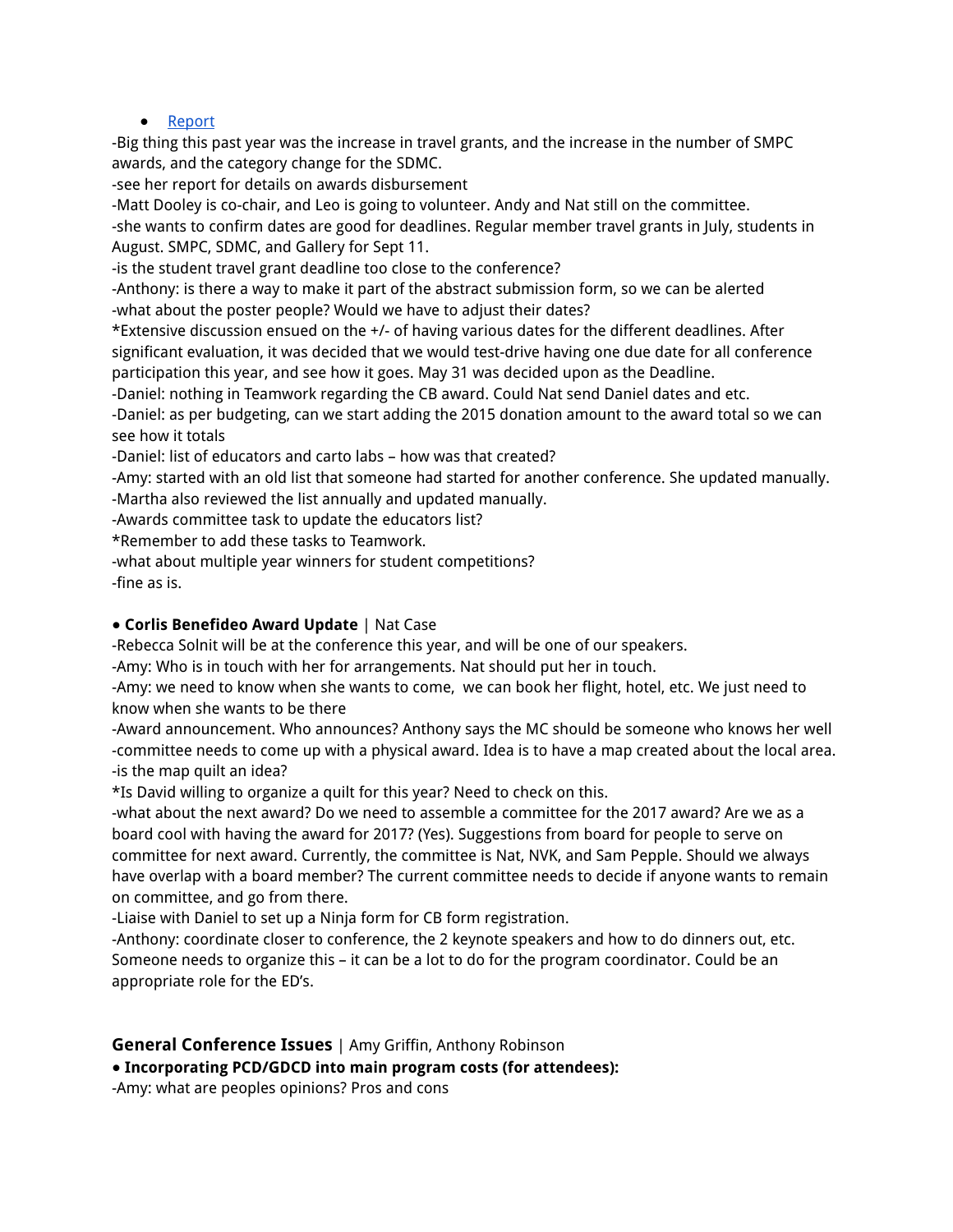- [Report]()

-Big thing this past year was the increase in travel grants, and the increase in the number of SMPC awards, and the category change for the SDMC.
-see her report for details on awards disbursement
-Matt Dooley is co-chair, and Leo is going to volunteer. Andy and Nat still on the committee.
-she wants to confirm dates are good for deadlines. Regular member travel grants in July, students in August. SMPC, SDMC, and Gallery for Sept 11.
-is the student travel grant deadline too close to the conference?
-Anthony: is there a way to make it part of the abstract submission form, so we can be alerted
-what about the poster people? Would we have to adjust their dates?
*Extensive discussion ensued on the +/- of having various dates for the different deadlines. After significant evaluation, it was decided that we would test-drive having one due date for all conference participation this year, and see how it goes. May 31 was decided upon as the Deadline.
-Daniel: nothing in Teamwork regarding the CB award. Could Nat send Daniel dates and etc.
-Daniel: as per budgeting, can we start adding the 2015 donation amount to the award total so we can see how it totals
-Daniel: list of educators and carto labs – how was that created?
-Amy: started with an old list that someone had started for another conference. She updated manually.
-Martha also reviewed the list annually and updated manually.
-Awards committee task to update the educators list?
*Remember to add these tasks to Teamwork.
-what about multiple year winners for student competitions?
-fine as is.

**• Corlis Benefideo Award Update** | Nat Case
-Rebecca Solnit will be at the conference this year, and will be one of our speakers.
-Amy: Who is in touch with her for arrangements. Nat should put her in touch.
-Amy: we need to know when she wants to come, we can book her flight, hotel, etc. We just need to know when she wants to be there
-Award announcement. Who announces? Anthony says the MC should be someone who knows her well
-committee needs to come up with a physical award. Idea is to have a map created about the local area.
-is the map quilt an idea?
*Is David willing to organize a quilt for this year? Need to check on this.
-what about the next award? Do we need to assemble a committee for the 2017 award? Are we as a board cool with having the award for 2017? (Yes). Suggestions from board for people to serve on committee for next award. Currently, the committee is Nat, NVK, and Sam Pepple. Should we always have overlap with a board member? The current committee needs to decide if anyone wants to remain on committee, and go from there.
-Liaise with Daniel to set up a Ninja form for CB form registration.
-Anthony: coordinate closer to conference, the 2 keynote speakers and how to do dinners out, etc. Someone needs to organize this – it can be a lot to do for the program coordinator. Could be an appropriate role for the ED's.

## General Conference Issues | Amy Griffin, Anthony Robinson

**• Incorporating PCD/GDCD into main program costs (for attendees):**
-Amy: what are peoples opinions? Pros and cons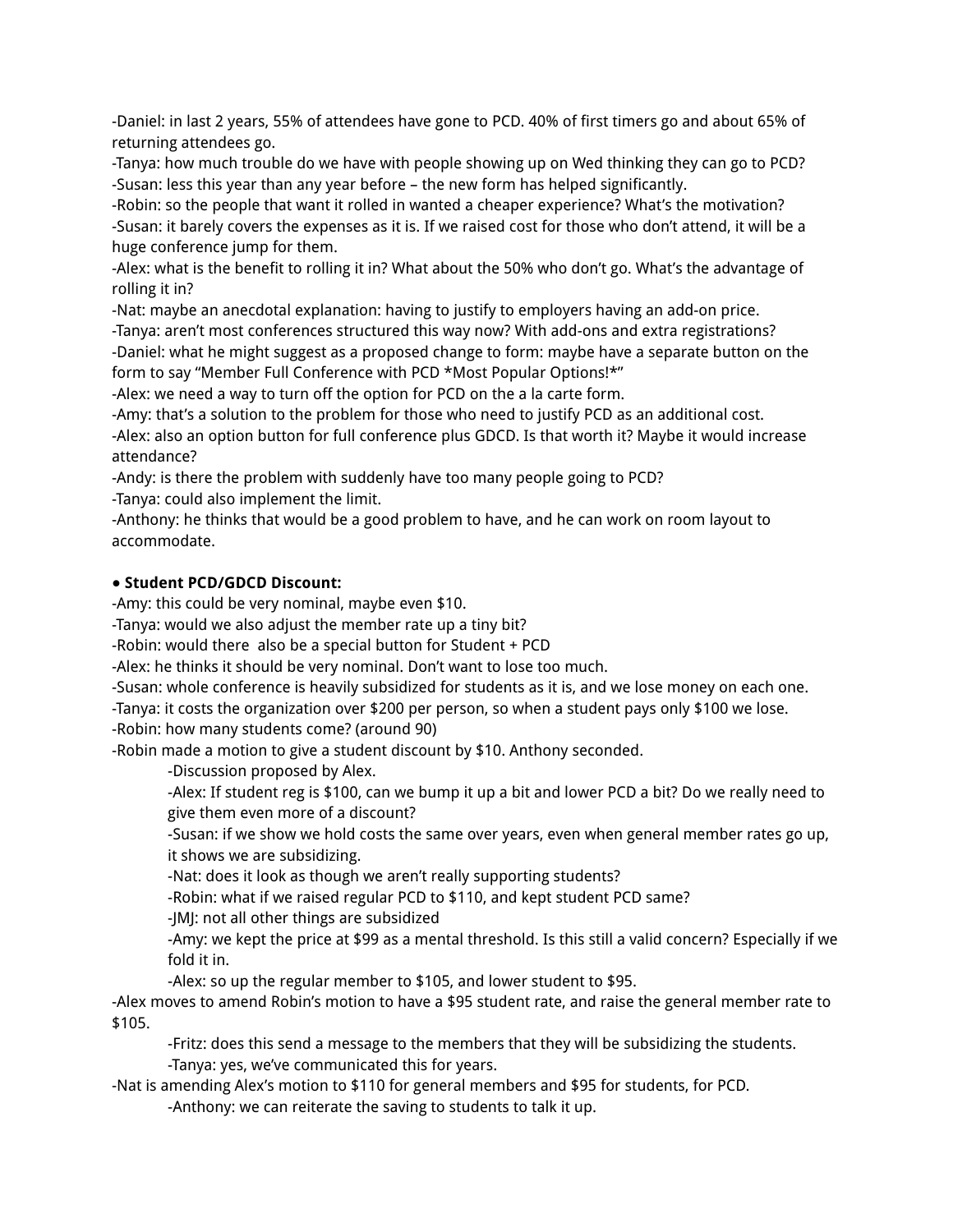-Daniel: in last 2 years, 55% of attendees have gone to PCD. 40% of first timers go and about 65% of returning attendees go.
-Tanya: how much trouble do we have with people showing up on Wed thinking they can go to PCD?
-Susan: less this year than any year before – the new form has helped significantly.
-Robin: so the people that want it rolled in wanted a cheaper experience? What's the motivation?
-Susan: it barely covers the expenses as it is. If we raised cost for those who don't attend, it will be a huge conference jump for them.
-Alex: what is the benefit to rolling it in? What about the 50% who don't go. What's the advantage of rolling it in?
-Nat: maybe an anecdotal explanation: having to justify to employers having an add-on price.
-Tanya: aren't most conferences structured this way now? With add-ons and extra registrations?
-Daniel: what he might suggest as a proposed change to form: maybe have a separate button on the form to say "Member Full Conference with PCD *Most Popular Options!*"
-Alex: we need a way to turn off the option for PCD on the a la carte form.
-Amy: that's a solution to the problem for those who need to justify PCD as an additional cost.
-Alex: also an option button for full conference plus GDCD. Is that worth it? Maybe it would increase attendance?
-Andy: is there the problem with suddenly have too many people going to PCD?
-Tanya: could also implement the limit.
-Anthony: he thinks that would be a good problem to have, and he can work on room layout to accommodate.

**• Student PCD/GDCD Discount:**
-Amy: this could be very nominal, maybe even $10.
-Tanya: would we also adjust the member rate up a tiny bit?
-Robin: would there also be a special button for Student + PCD
-Alex: he thinks it should be very nominal. Don't want to lose too much.
-Susan: whole conference is heavily subsidized for students as it is, and we lose money on each one.
-Tanya: it costs the organization over $200 per person, so when a student pays only $100 we lose.
-Robin: how many students come? (around 90)
-Robin made a motion to give a student discount by $10. Anthony seconded.

> -Discussion proposed by Alex.
> -Alex: If student reg is $100, can we bump it up a bit and lower PCD a bit? Do we really need to give them even more of a discount?
> -Susan: if we show we hold costs the same over years, even when general member rates go up, it shows we are subsidizing.
> -Nat: does it look as though we aren't really supporting students?
> -Robin: what if we raised regular PCD to $110, and kept student PCD same?
> -JMJ: not all other things are subsidized
> -Amy: we kept the price at $99 as a mental threshold. Is this still a valid concern? Especially if we fold it in.
> -Alex: so up the regular member to $105, and lower student to $95.

-Alex moves to amend Robin's motion to have a $95 student rate, and raise the general member rate to $105.

> -Fritz: does this send a message to the members that they will be subsidizing the students.
> -Tanya: yes, we've communicated this for years.

-Nat is amending Alex's motion to $110 for general members and $95 for students, for PCD.

> -Anthony: we can reiterate the saving to students to talk it up.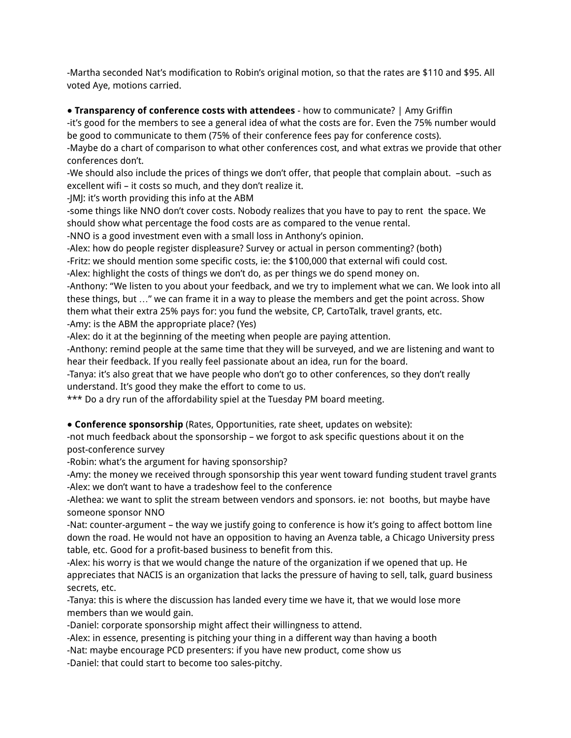-Martha seconded Nat's modification to Robin's original motion, so that the rates are $110 and $95. All voted Aye, motions carried.

- **Transparency of conference costs with attendees** - how to communicate? | Amy Griffin

-it's good for the members to see a general idea of what the costs are for. Even the 75% number would be good to communicate to them (75% of their conference fees pay for conference costs).
-Maybe do a chart of comparison to what other conferences cost, and what extras we provide that other conferences don't.
-We should also include the prices of things we don't offer, that people that complain about. –such as excellent wifi – it costs so much, and they don't realize it.
-JMJ: it's worth providing this info at the ABM
-some things like NNO don't cover costs. Nobody realizes that you have to pay to rent the space. We should show what percentage the food costs are as compared to the venue rental.
-NNO is a good investment even with a small loss in Anthony's opinion.
-Alex: how do people register displeasure? Survey or actual in person commenting? (both)
-Fritz: we should mention some specific costs, ie: the $100,000 that external wifi could cost.
-Alex: highlight the costs of things we don't do, as per things we do spend money on.
-Anthony: "We listen to you about your feedback, and we try to implement what we can. We look into all these things, but …" we can frame it in a way to please the members and get the point across. Show them what their extra 25% pays for: you fund the website, CP, CartoTalk, travel grants, etc.
-Amy: is the ABM the appropriate place? (Yes)
-Alex: do it at the beginning of the meeting when people are paying attention.
-Anthony: remind people at the same time that they will be surveyed, and we are listening and want to hear their feedback. If you really feel passionate about an idea, run for the board.
-Tanya: it's also great that we have people who don't go to other conferences, so they don't really understand. It's good they make the effort to come to us.
*** Do a dry run of the affordability spiel at the Tuesday PM board meeting.

- **Conference sponsorship** (Rates, Opportunities, rate sheet, updates on website):

-not much feedback about the sponsorship – we forgot to ask specific questions about it on the post-conference survey
-Robin: what's the argument for having sponsorship?
-Amy: the money we received through sponsorship this year went toward funding student travel grants
-Alex: we don't want to have a tradeshow feel to the conference
-Alethea: we want to split the stream between vendors and sponsors. ie: not booths, but maybe have someone sponsor NNO
-Nat: counter-argument – the way we justify going to conference is how it's going to affect bottom line down the road. He would not have an opposition to having an Avenza table, a Chicago University press table, etc. Good for a profit-based business to benefit from this.
-Alex: his worry is that we would change the nature of the organization if we opened that up. He appreciates that NACIS is an organization that lacks the pressure of having to sell, talk, guard business secrets, etc.
-Tanya: this is where the discussion has landed every time we have it, that we would lose more members than we would gain.
-Daniel: corporate sponsorship might affect their willingness to attend.
-Alex: in essence, presenting is pitching your thing in a different way than having a booth
-Nat: maybe encourage PCD presenters: if you have new product, come show us
-Daniel: that could start to become too sales-pitchy.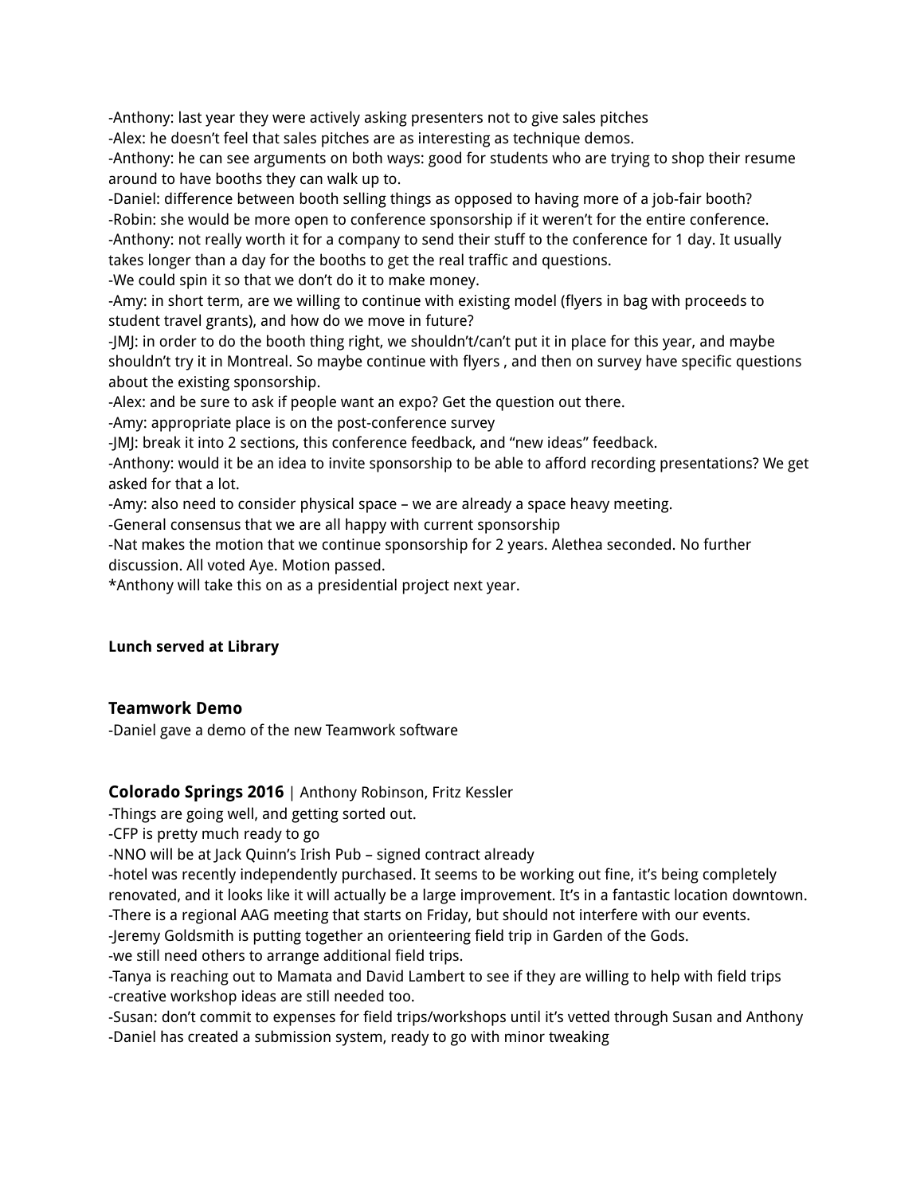-Anthony: last year they were actively asking presenters not to give sales pitches
-Alex: he doesn't feel that sales pitches are as interesting as technique demos.
-Anthony: he can see arguments on both ways: good for students who are trying to shop their resume around to have booths they can walk up to.
-Daniel: difference between booth selling things as opposed to having more of a job-fair booth?
-Robin: she would be more open to conference sponsorship if it weren't for the entire conference.
-Anthony: not really worth it for a company to send their stuff to the conference for 1 day. It usually takes longer than a day for the booths to get the real traffic and questions.
-We could spin it so that we don't do it to make money.
-Amy: in short term, are we willing to continue with existing model (flyers in bag with proceeds to student travel grants), and how do we move in future?
-JMJ: in order to do the booth thing right, we shouldn't/can't put it in place for this year, and maybe shouldn't try it in Montreal. So maybe continue with flyers , and then on survey have specific questions about the existing sponsorship.
-Alex: and be sure to ask if people want an expo? Get the question out there.
-Amy: appropriate place is on the post-conference survey
-JMJ: break it into 2 sections, this conference feedback, and "new ideas" feedback.
-Anthony: would it be an idea to invite sponsorship to be able to afford recording presentations? We get asked for that a lot.
-Amy: also need to consider physical space – we are already a space heavy meeting.
-General consensus that we are all happy with current sponsorship
-Nat makes the motion that we continue sponsorship for 2 years. Alethea seconded. No further discussion. All voted Aye. Motion passed.
*Anthony will take this on as a presidential project next year.

**Lunch served at Library**

### Teamwork Demo

-Daniel gave a demo of the new Teamwork software

### Colorado Springs 2016 | Anthony Robinson, Fritz Kessler

-Things are going well, and getting sorted out.
-CFP is pretty much ready to go
-NNO will be at Jack Quinn's Irish Pub – signed contract already
-hotel was recently independently purchased. It seems to be working out fine, it's being completely renovated, and it looks like it will actually be a large improvement. It's in a fantastic location downtown.
-There is a regional AAG meeting that starts on Friday, but should not interfere with our events.
-Jeremy Goldsmith is putting together an orienteering field trip in Garden of the Gods.
-we still need others to arrange additional field trips.
-Tanya is reaching out to Mamata and David Lambert to see if they are willing to help with field trips
-creative workshop ideas are still needed too.
-Susan: don't commit to expenses for field trips/workshops until it's vetted through Susan and Anthony
-Daniel has created a submission system, ready to go with minor tweaking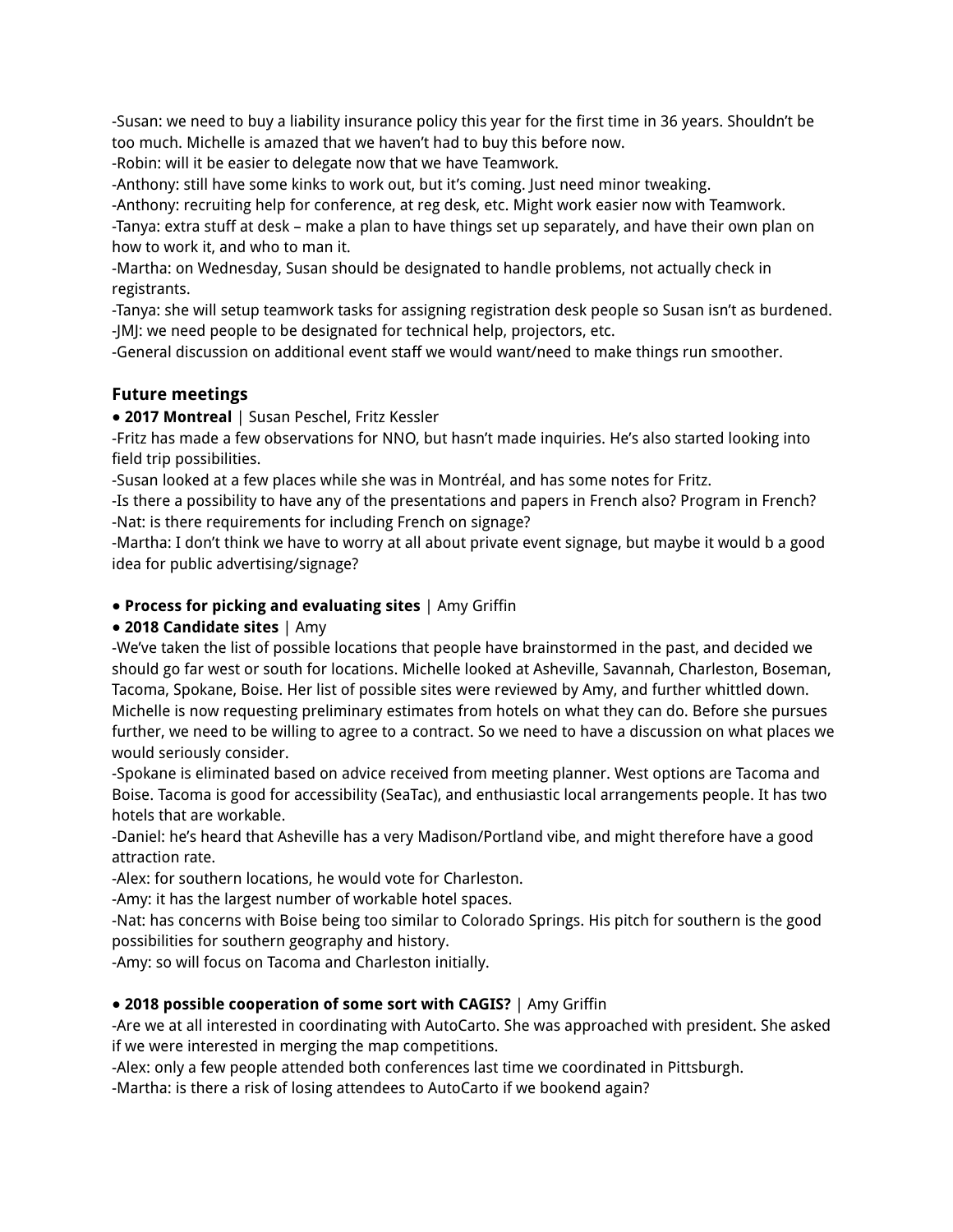-Susan: we need to buy a liability insurance policy this year for the first time in 36 years. Shouldn't be too much. Michelle is amazed that we haven't had to buy this before now.
-Robin: will it be easier to delegate now that we have Teamwork.
-Anthony: still have some kinks to work out, but it's coming. Just need minor tweaking.
-Anthony: recruiting help for conference, at reg desk, etc. Might work easier now with Teamwork.
-Tanya: extra stuff at desk – make a plan to have things set up separately, and have their own plan on how to work it, and who to man it.
-Martha: on Wednesday, Susan should be designated to handle problems, not actually check in registrants.
-Tanya: she will setup teamwork tasks for assigning registration desk people so Susan isn't as burdened.
-JMJ: we need people to be designated for technical help, projectors, etc.
-General discussion on additional event staff we would want/need to make things run smoother.

### Future meetings

● **2017 Montreal** | Susan Peschel, Fritz Kessler
-Fritz has made a few observations for NNO, but hasn't made inquiries. He's also started looking into field trip possibilities.
-Susan looked at a few places while she was in Montréal, and has some notes for Fritz.
-Is there a possibility to have any of the presentations and papers in French also? Program in French?
-Nat: is there requirements for including French on signage?
-Martha: I don't think we have to worry at all about private event signage, but maybe it would b a good idea for public advertising/signage?

● **Process for picking and evaluating sites** | Amy Griffin
● **2018 Candidate sites** | Amy
-We've taken the list of possible locations that people have brainstormed in the past, and decided we should go far west or south for locations. Michelle looked at Asheville, Savannah, Charleston, Boseman, Tacoma, Spokane, Boise. Her list of possible sites were reviewed by Amy, and further whittled down. Michelle is now requesting preliminary estimates from hotels on what they can do. Before she pursues further, we need to be willing to agree to a contract. So we need to have a discussion on what places we would seriously consider.
-Spokane is eliminated based on advice received from meeting planner. West options are Tacoma and Boise. Tacoma is good for accessibility (SeaTac), and enthusiastic local arrangements people. It has two hotels that are workable.
-Daniel: he's heard that Asheville has a very Madison/Portland vibe, and might therefore have a good attraction rate.
-Alex: for southern locations, he would vote for Charleston.
-Amy: it has the largest number of workable hotel spaces.
-Nat: has concerns with Boise being too similar to Colorado Springs. His pitch for southern is the good possibilities for southern geography and history.
-Amy: so will focus on Tacoma and Charleston initially.

● **2018 possible cooperation of some sort with CAGIS?** | Amy Griffin
-Are we at all interested in coordinating with AutoCarto. She was approached with president. She asked if we were interested in merging the map competitions.
-Alex: only a few people attended both conferences last time we coordinated in Pittsburgh.
-Martha: is there a risk of losing attendees to AutoCarto if we bookend again?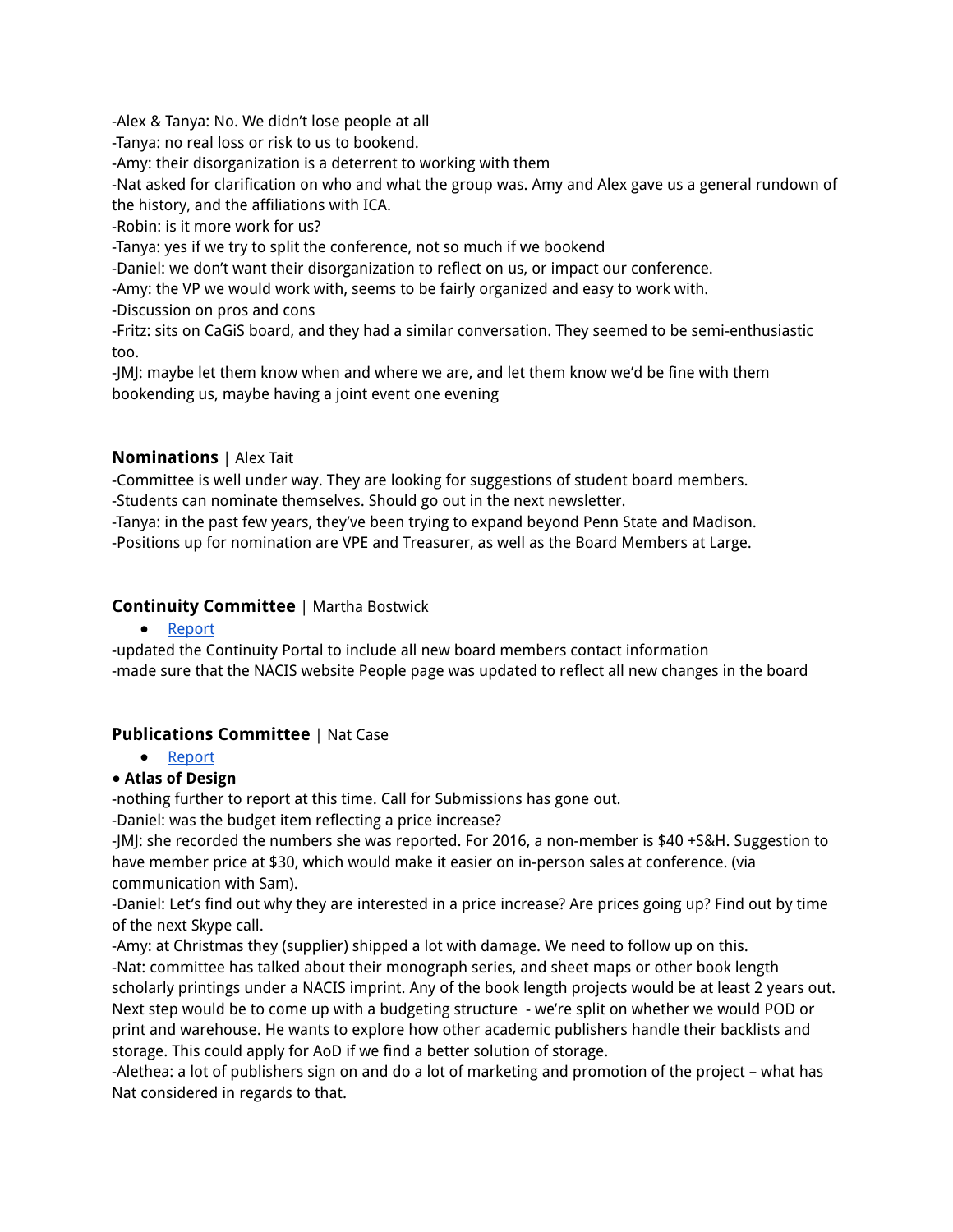-Alex & Tanya: No. We didn't lose people at all
-Tanya: no real loss or risk to us to bookend.
-Amy: their disorganization is a deterrent to working with them
-Nat asked for clarification on who and what the group was. Amy and Alex gave us a general rundown of the history, and the affiliations with ICA.
-Robin: is it more work for us?
-Tanya: yes if we try to split the conference, not so much if we bookend
-Daniel: we don't want their disorganization to reflect on us, or impact our conference.
-Amy: the VP we would work with, seems to be fairly organized and easy to work with.
-Discussion on pros and cons
-Fritz: sits on CaGiS board, and they had a similar conversation. They seemed to be semi-enthusiastic too.
-JMJ: maybe let them know when and where we are, and let them know we'd be fine with them bookending us, maybe having a joint event one evening

### **Nominations** | Alex Tait

-Committee is well under way. They are looking for suggestions of student board members.
-Students can nominate themselves. Should go out in the next newsletter.
-Tanya: in the past few years, they've been trying to expand beyond Penn State and Madison.
-Positions up for nomination are VPE and Treasurer, as well as the Board Members at Large.

### **Continuity Committee** | Martha Bostwick

- Report

-updated the Continuity Portal to include all new board members contact information
-made sure that the NACIS website People page was updated to reflect all new changes in the board

### **Publications Committee** | Nat Case

- Report

**• Atlas of Design**

-nothing further to report at this time. Call for Submissions has gone out.
-Daniel: was the budget item reflecting a price increase?
-JMJ: she recorded the numbers she was reported. For 2016, a non-member is $40 +S&H. Suggestion to have member price at $30, which would make it easier on in-person sales at conference. (via communication with Sam).
-Daniel: Let's find out why they are interested in a price increase? Are prices going up? Find out by time of the next Skype call.
-Amy: at Christmas they (supplier) shipped a lot with damage. We need to follow up on this.
-Nat: committee has talked about their monograph series, and sheet maps or other book length scholarly printings under a NACIS imprint. Any of the book length projects would be at least 2 years out. Next step would be to come up with a budgeting structure - we're split on whether we would POD or print and warehouse. He wants to explore how other academic publishers handle their backlists and storage. This could apply for AoD if we find a better solution of storage.
-Alethea: a lot of publishers sign on and do a lot of marketing and promotion of the project – what has Nat considered in regards to that.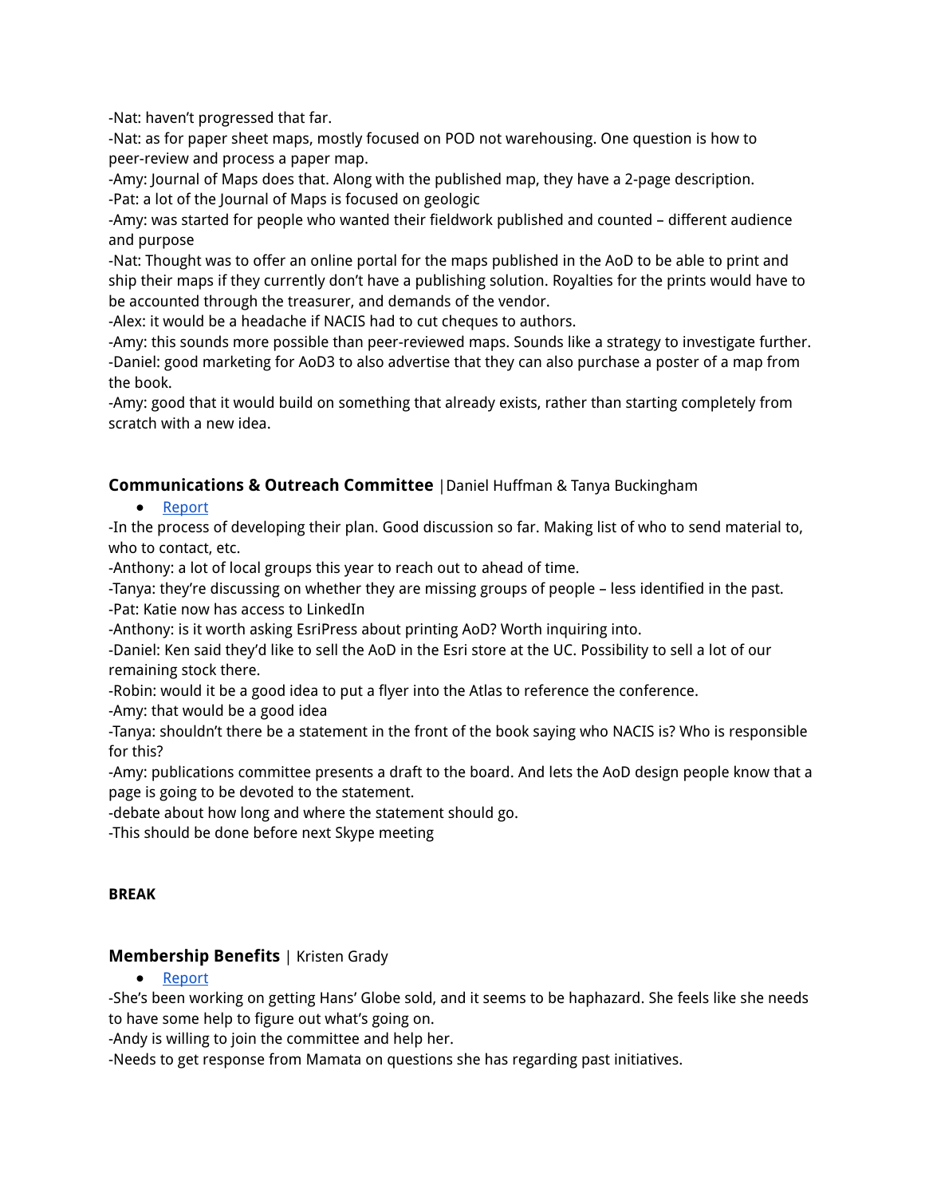-Nat: haven't progressed that far.
-Nat: as for paper sheet maps, mostly focused on POD not warehousing. One question is how to peer-review and process a paper map.
-Amy: Journal of Maps does that. Along with the published map, they have a 2-page description.
-Pat: a lot of the Journal of Maps is focused on geologic
-Amy: was started for people who wanted their fieldwork published and counted – different audience and purpose
-Nat: Thought was to offer an online portal for the maps published in the AoD to be able to print and ship their maps if they currently don't have a publishing solution. Royalties for the prints would have to be accounted through the treasurer, and demands of the vendor.
-Alex: it would be a headache if NACIS had to cut cheques to authors.
-Amy: this sounds more possible than peer-reviewed maps. Sounds like a strategy to investigate further.
-Daniel: good marketing for AoD3 to also advertise that they can also purchase a poster of a map from the book.
-Amy: good that it would build on something that already exists, rather than starting completely from scratch with a new idea.

### **Communications & Outreach Committee** | Daniel Huffman & Tanya Buckingham

- Report

-In the process of developing their plan. Good discussion so far. Making list of who to send material to, who to contact, etc.
-Anthony: a lot of local groups this year to reach out to ahead of time.
-Tanya: they're discussing on whether they are missing groups of people – less identified in the past.
-Pat: Katie now has access to LinkedIn
-Anthony: is it worth asking EsriPress about printing AoD? Worth inquiring into.
-Daniel: Ken said they'd like to sell the AoD in the Esri store at the UC. Possibility to sell a lot of our remaining stock there.
-Robin: would it be a good idea to put a flyer into the Atlas to reference the conference.
-Amy: that would be a good idea
-Tanya: shouldn't there be a statement in the front of the book saying who NACIS is? Who is responsible for this?
-Amy: publications committee presents a draft to the board. And lets the AoD design people know that a page is going to be devoted to the statement.
-debate about how long and where the statement should go.
-This should be done before next Skype meeting

**BREAK**

### **Membership Benefits** | Kristen Grady

- Report

-She's been working on getting Hans' Globe sold, and it seems to be haphazard. She feels like she needs to have some help to figure out what's going on.
-Andy is willing to join the committee and help her.
-Needs to get response from Mamata on questions she has regarding past initiatives.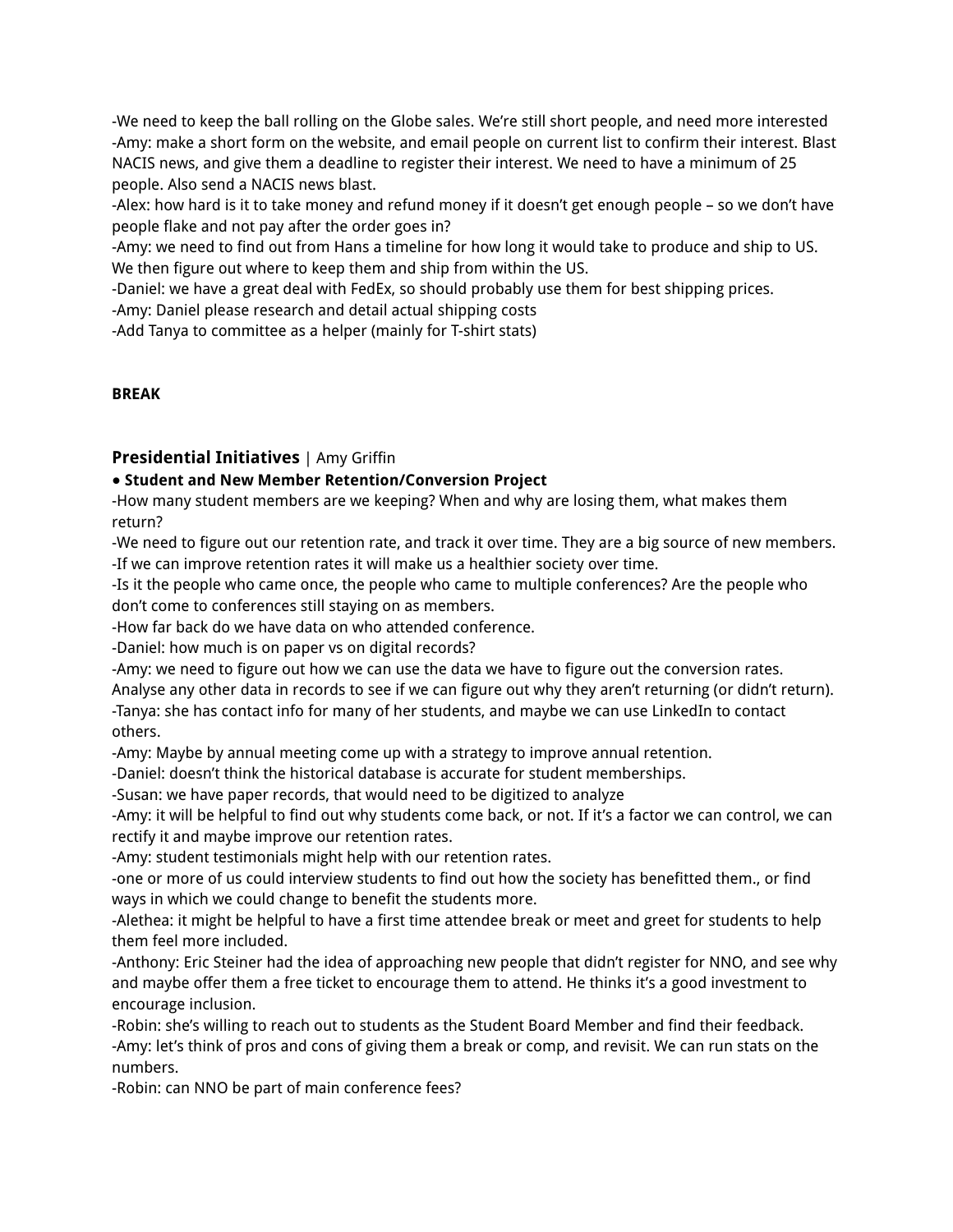-We need to keep the ball rolling on the Globe sales. We're still short people, and need more interested
-Amy: make a short form on the website, and email people on current list to confirm their interest. Blast NACIS news, and give them a deadline to register their interest. We need to have a minimum of 25 people. Also send a NACIS news blast.
-Alex: how hard is it to take money and refund money if it doesn't get enough people – so we don't have people flake and not pay after the order goes in?
-Amy: we need to find out from Hans a timeline for how long it would take to produce and ship to US. We then figure out where to keep them and ship from within the US.
-Daniel: we have a great deal with FedEx, so should probably use them for best shipping prices.
-Amy: Daniel please research and detail actual shipping costs
-Add Tanya to committee as a helper (mainly for T-shirt stats)

**BREAK**

## Presidential Initiatives | Amy Griffin

**• Student and New Member Retention/Conversion Project**

-How many student members are we keeping? When and why are losing them, what makes them return?
-We need to figure out our retention rate, and track it over time. They are a big source of new members.
-If we can improve retention rates it will make us a healthier society over time.
-Is it the people who came once, the people who came to multiple conferences? Are the people who don't come to conferences still staying on as members.
-How far back do we have data on who attended conference.
-Daniel: how much is on paper vs on digital records?
-Amy: we need to figure out how we can use the data we have to figure out the conversion rates. Analyse any other data in records to see if we can figure out why they aren't returning (or didn't return).
-Tanya: she has contact info for many of her students, and maybe we can use LinkedIn to contact others.
-Amy: Maybe by annual meeting come up with a strategy to improve annual retention.
-Daniel: doesn't think the historical database is accurate for student memberships.
-Susan: we have paper records, that would need to be digitized to analyze
-Amy: it will be helpful to find out why students come back, or not. If it's a factor we can control, we can rectify it and maybe improve our retention rates.
-Amy: student testimonials might help with our retention rates.
-one or more of us could interview students to find out how the society has benefitted them., or find ways in which we could change to benefit the students more.
-Alethea: it might be helpful to have a first time attendee break or meet and greet for students to help them feel more included.
-Anthony: Eric Steiner had the idea of approaching new people that didn't register for NNO, and see why and maybe offer them a free ticket to encourage them to attend. He thinks it's a good investment to encourage inclusion.
-Robin: she's willing to reach out to students as the Student Board Member and find their feedback.
-Amy: let's think of pros and cons of giving them a break or comp, and revisit. We can run stats on the numbers.
-Robin: can NNO be part of main conference fees?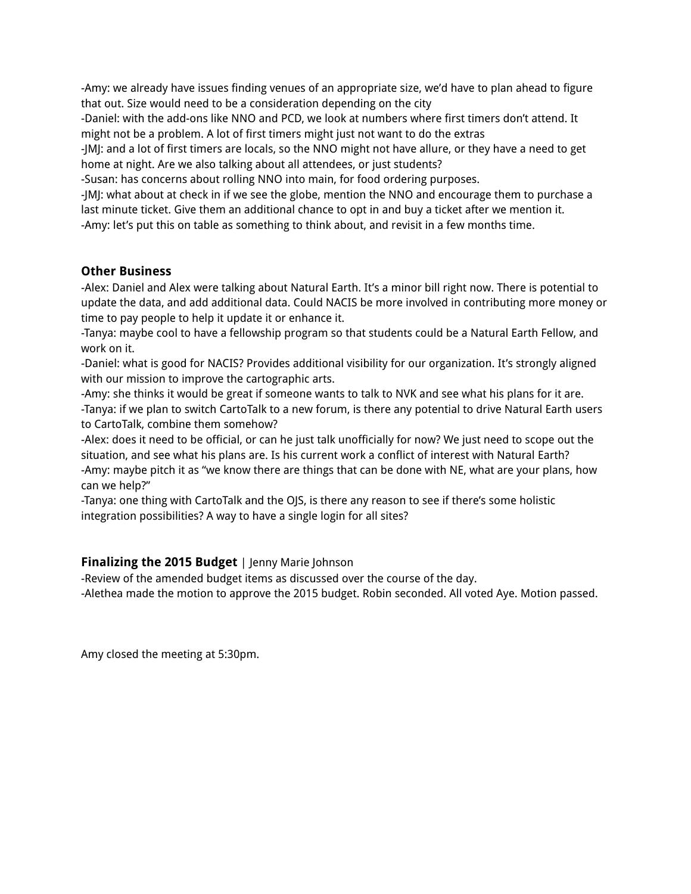-Amy: we already have issues finding venues of an appropriate size, we'd have to plan ahead to figure that out. Size would need to be a consideration depending on the city
-Daniel: with the add-ons like NNO and PCD, we look at numbers where first timers don't attend. It might not be a problem. A lot of first timers might just not want to do the extras
-JMJ: and a lot of first timers are locals, so the NNO might not have allure, or they have a need to get home at night. Are we also talking about all attendees, or just students?
-Susan: has concerns about rolling NNO into main, for food ordering purposes.
-JMJ: what about at check in if we see the globe, mention the NNO and encourage them to purchase a last minute ticket. Give them an additional chance to opt in and buy a ticket after we mention it.
-Amy: let's put this on table as something to think about, and revisit in a few months time.

### Other Business

-Alex: Daniel and Alex were talking about Natural Earth. It's a minor bill right now. There is potential to update the data, and add additional data. Could NACIS be more involved in contributing more money or time to pay people to help it update it or enhance it.
-Tanya: maybe cool to have a fellowship program so that students could be a Natural Earth Fellow, and work on it.
-Daniel: what is good for NACIS? Provides additional visibility for our organization. It's strongly aligned with our mission to improve the cartographic arts.
-Amy: she thinks it would be great if someone wants to talk to NVK and see what his plans for it are.
-Tanya: if we plan to switch CartoTalk to a new forum, is there any potential to drive Natural Earth users to CartoTalk, combine them somehow?
-Alex: does it need to be official, or can he just talk unofficially for now? We just need to scope out the situation, and see what his plans are. Is his current work a conflict of interest with Natural Earth?
-Amy: maybe pitch it as "we know there are things that can be done with NE, what are your plans, how can we help?"
-Tanya: one thing with CartoTalk and the OJS, is there any reason to see if there's some holistic integration possibilities? A way to have a single login for all sites?

### Finalizing the 2015 Budget | Jenny Marie Johnson

-Review of the amended budget items as discussed over the course of the day.
-Alethea made the motion to approve the 2015 budget. Robin seconded. All voted Aye. Motion passed.

Amy closed the meeting at 5:30pm.